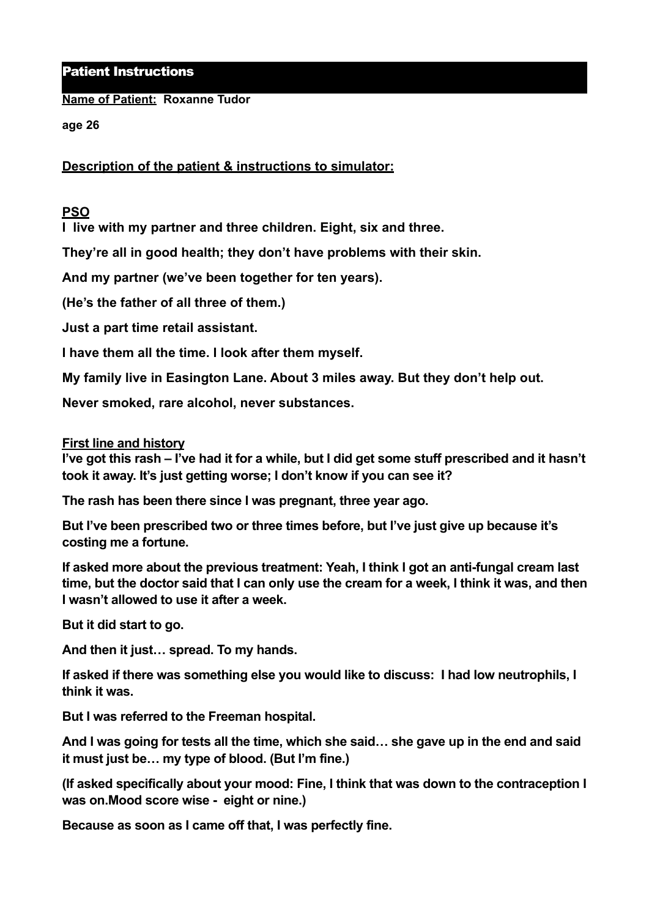## Patient Instructions

**Name of Patient: Roxanne Tudor**

**age 26**

**Description of the patient & instructions to simulator:**

**PSO**

**I live with my partner and three children. Eight, six and three.**

**They're all in good health; they don't have problems with their skin.**

**And my partner (we've been together for ten years).**

**(He's the father of all three of them.)**

**Just a part time retail assistant.**

**I have them all the time. I look after them myself.**

**My family live in Easington Lane. About 3 miles away. But they don't help out.**

**Never smoked, rare alcohol, never substances.**

**First line and history**

**I've got this rash – I've had it for a while, but I did get some stuff prescribed and it hasn't took it away. It's just getting worse; I don't know if you can see it?**

**The rash has been there since I was pregnant, three year ago.**

**But I've been prescribed two or three times before, but I've just give up because it's costing me a fortune.**

**If asked more about the previous treatment: Yeah, I think I got an anti-fungal cream last time, but the doctor said that I can only use the cream for a week, I think it was, and then I wasn't allowed to use it after a week.**

**But it did start to go.**

**And then it just… spread. To my hands.**

**If asked if there was something else you would like to discuss: I had low neutrophils, I think it was.**

**But I was referred to the Freeman hospital.**

**And I was going for tests all the time, which she said… she gave up in the end and said it must just be… my type of blood. (But I'm fine.)**

**(If asked specifically about your mood: Fine, I think that was down to the contraception I was on.Mood score wise - eight or nine.)**

**Because as soon as I came off that, I was perfectly fine.**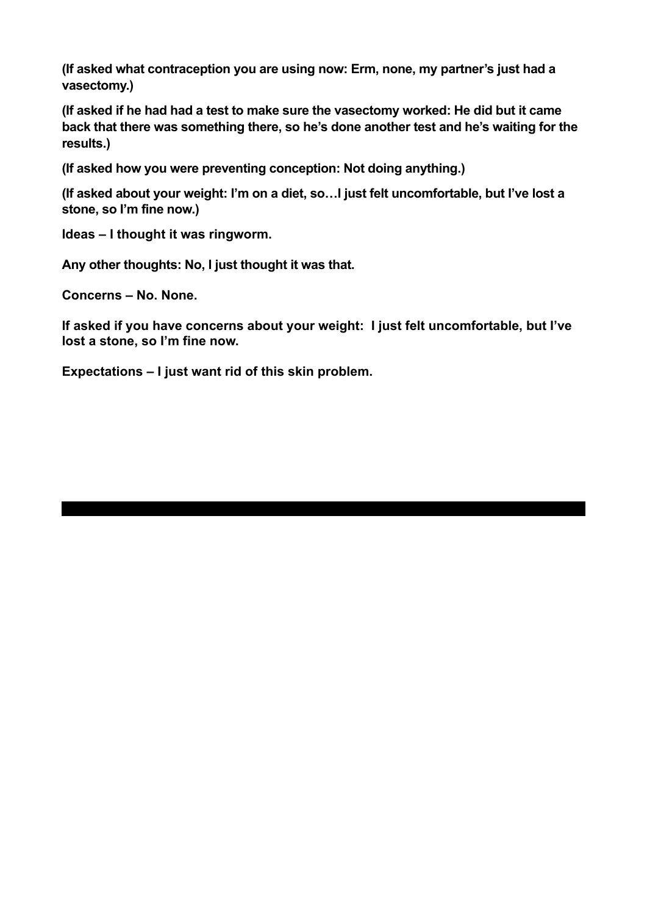**(If asked what contraception you are using now: Erm, none, my partner's just had a vasectomy.)**

**(If asked if he had had a test to make sure the vasectomy worked: He did but it came back that there was something there, so he's done another test and he's waiting for the results.)**

**(If asked how you were preventing conception: Not doing anything.)**

**(If asked about your weight: I'm on a diet, so…I just felt uncomfortable, but I've lost a stone, so I'm fine now.)**

**Ideas – I thought it was ringworm.**

**Any other thoughts: No, I just thought it was that.**

**Concerns – No. None.**

**If asked if you have concerns about your weight: I just felt uncomfortable, but I've lost a stone, so I'm fine now.**

**Expectations – I just want rid of this skin problem.**